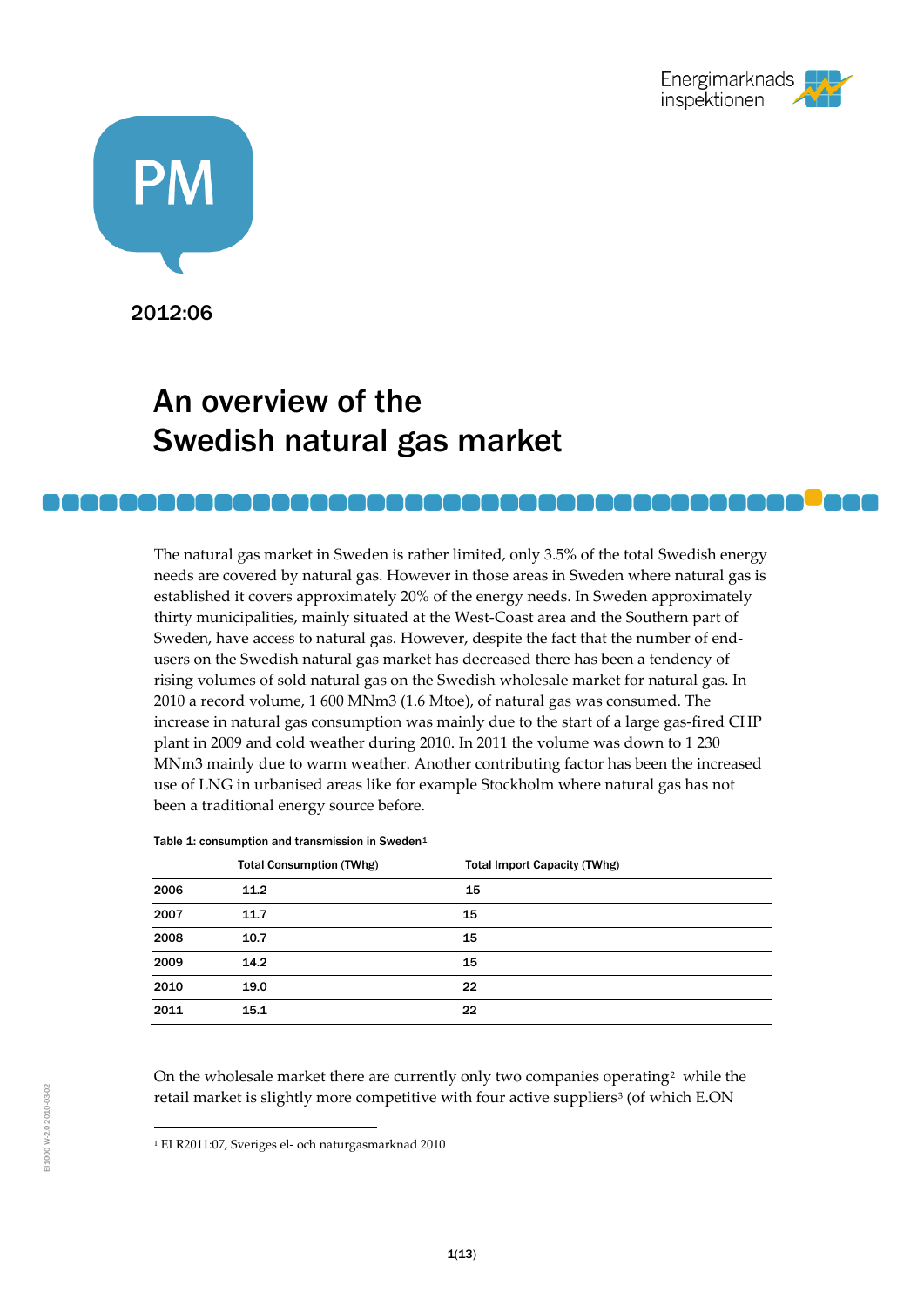PM

2012:06

# An overview of the Swedish natural gas market

The natural gas market in Sweden is rather limited, only 3.5% of the total Swedish energy needs are covered by natural gas. However in those areas in Sweden where natural gas is established it covers approximately 20% of the energy needs. In Sweden approximately thirty municipalities, mainly situated at the West-Coast area and the Southern part of Sweden, have access to natural gas. However, despite the fact that the number of end-users on the Swedish natural gas market has decreased there has been a tendency of rising volumes of sold natural gas on the Swedish wholesale market for natural gas. In 2010 a record volume, 1 600 MNm3 (1.6 Mtoe), of natural gas was consumed. The increase in natural gas consumption was mainly due to the start of a large gas-fired CHP plant in 2009 and cold weather during 2010. In 2011 the volume was down to 1 230 MNm3 mainly due to warm weather. Another contributing factor has been the increased use of LNG in urbanised areas like for example Stockholm where natural gas has not been a traditional energy source before.

Table 1: consumption and transmission in Sweden[1]

| | Total Consumption (TWhg) | Total Import Capacity (TWhg) |
|---|---|---|
| 2006 | 11.2 | 15 |
| 2007 | 11.7 | 15 |
| 2008 | 10.7 | 15 |
| 2009 | 14.2 | 15 |
| 2010 | 19.0 | 22 |
| 2011 | 15.1 | 22 |

On the wholesale market there are currently only two companies operating[2] while the retail market is slightly more competitive with four active suppliers[3] (of which E.ON

[1] EI R2011:07, Sveriges el- och naturgasmarknad 2010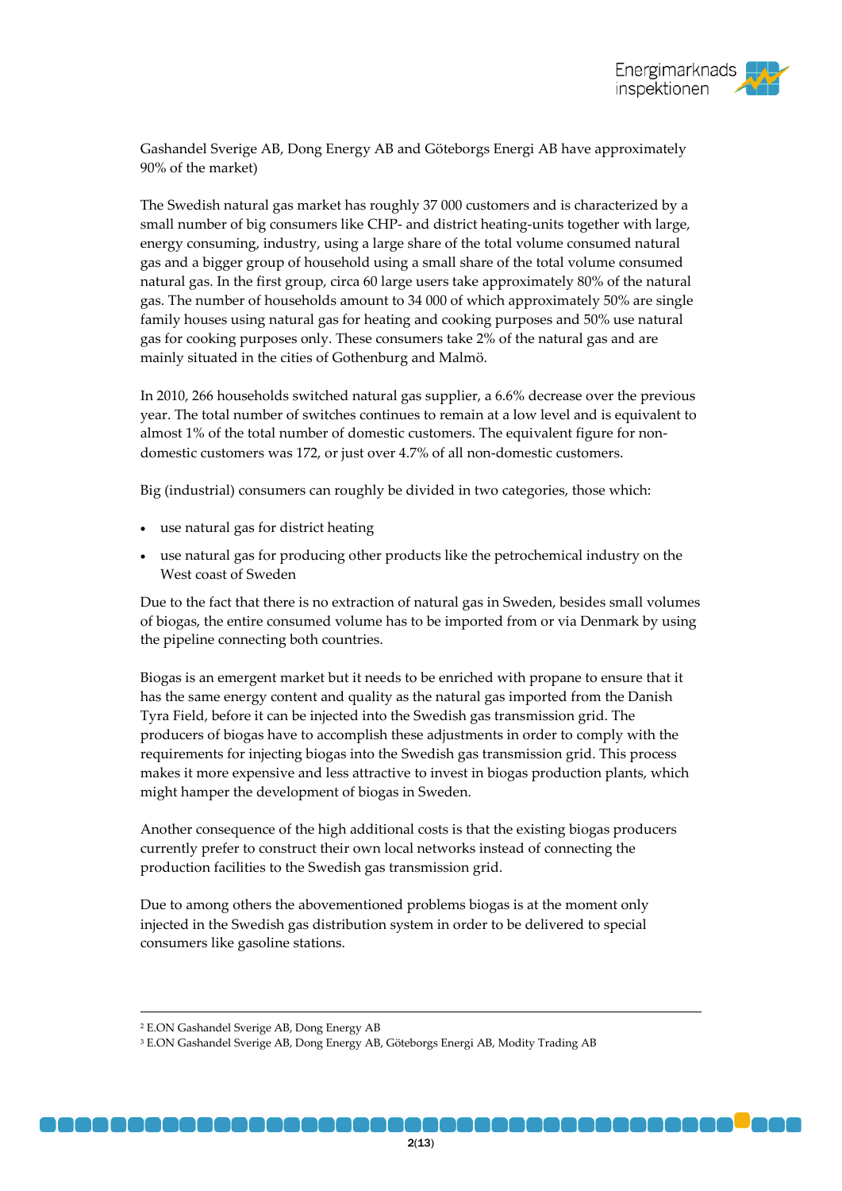Gashandel Sverige AB, Dong Energy AB and Göteborgs Energi AB have approximately 90% of the market)

The Swedish natural gas market has roughly 37 000 customers and is characterized by a small number of big consumers like CHP- and district heating-units together with large, energy consuming, industry, using a large share of the total volume consumed natural gas and a bigger group of household using a small share of the total volume consumed natural gas. In the first group, circa 60 large users take approximately 80% of the natural gas. The number of households amount to 34 000 of which approximately 50% are single family houses using natural gas for heating and cooking purposes and 50% use natural gas for cooking purposes only. These consumers take 2% of the natural gas and are mainly situated in the cities of Gothenburg and Malmö.

In 2010, 266 households switched natural gas supplier, a 6.6% decrease over the previous year. The total number of switches continues to remain at a low level and is equivalent to almost 1% of the total number of domestic customers. The equivalent figure for non-domestic customers was 172, or just over 4.7% of all non-domestic customers.

Big (industrial) consumers can roughly be divided in two categories, those which:

- use natural gas for district heating
- use natural gas for producing other products like the petrochemical industry on the West coast of Sweden

Due to the fact that there is no extraction of natural gas in Sweden, besides small volumes of biogas, the entire consumed volume has to be imported from or via Denmark by using the pipeline connecting both countries.

Biogas is an emergent market but it needs to be enriched with propane to ensure that it has the same energy content and quality as the natural gas imported from the Danish Tyra Field, before it can be injected into the Swedish gas transmission grid. The producers of biogas have to accomplish these adjustments in order to comply with the requirements for injecting biogas into the Swedish gas transmission grid. This process makes it more expensive and less attractive to invest in biogas production plants, which might hamper the development of biogas in Sweden.

Another consequence of the high additional costs is that the existing biogas producers currently prefer to construct their own local networks instead of connecting the production facilities to the Swedish gas transmission grid.

Due to among others the abovementioned problems biogas is at the moment only injected in the Swedish gas distribution system in order to be delivered to special consumers like gasoline stations.

---

[2] E.ON Gashandel Sverige AB, Dong Energy AB

[3] E.ON Gashandel Sverige AB, Dong Energy AB, Göteborgs Energi AB, Modity Trading AB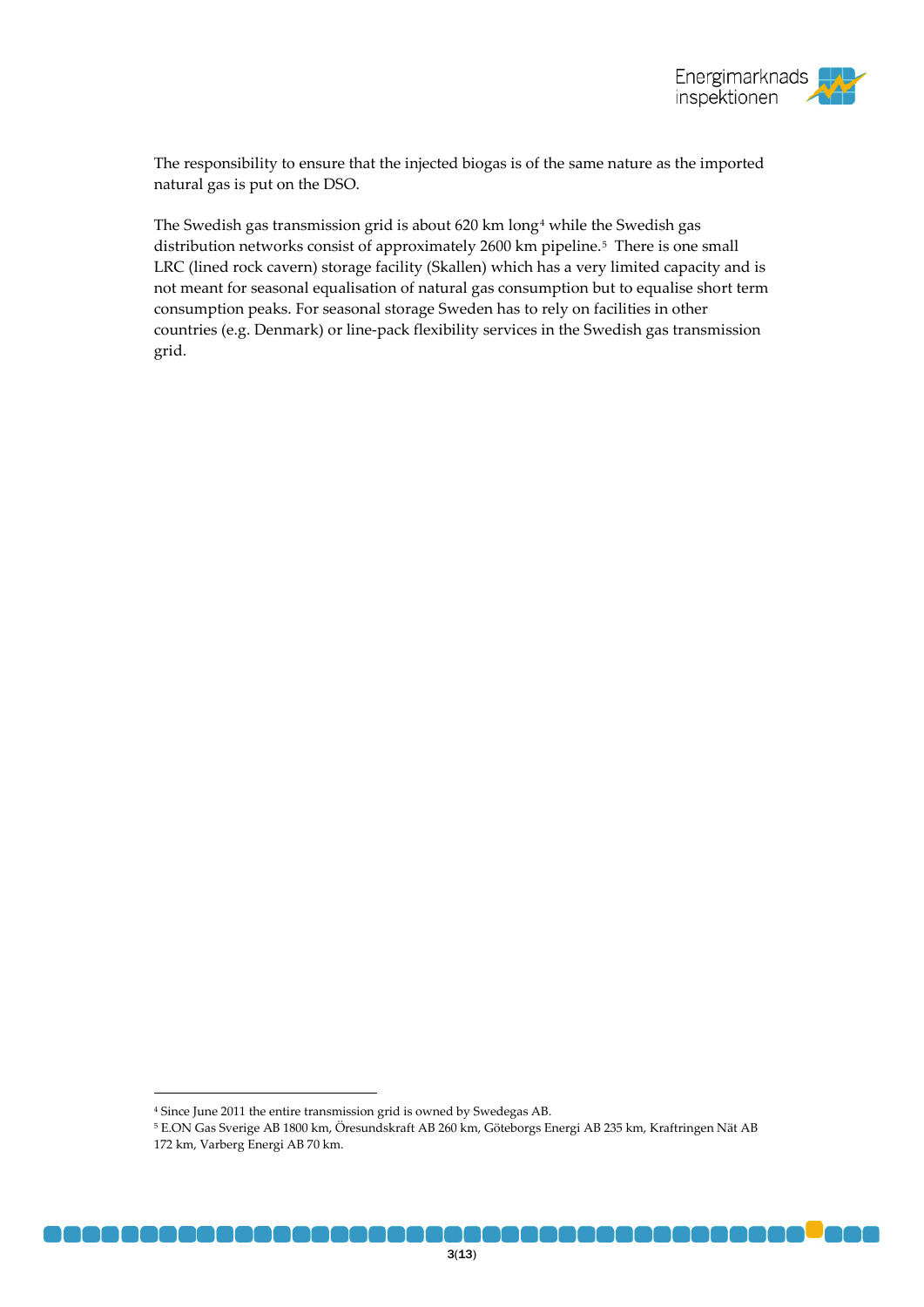The responsibility to ensure that the injected biogas is of the same nature as the imported natural gas is put on the DSO.

The Swedish gas transmission grid is about 620 km long[4] while the Swedish gas distribution networks consist of approximately 2600 km pipeline.[5] There is one small LRC (lined rock cavern) storage facility (Skallen) which has a very limited capacity and is not meant for seasonal equalisation of natural gas consumption but to equalise short term consumption peaks. For seasonal storage Sweden has to rely on facilities in other countries (e.g. Denmark) or line-pack flexibility services in the Swedish gas transmission grid.

---

[4] Since June 2011 the entire transmission grid is owned by Swedegas AB.

[5] E.ON Gas Sverige AB 1800 km, Öresundskraft AB 260 km, Göteborgs Energi AB 235 km, Kraftringen Nät AB 172 km, Varberg Energi AB 70 km.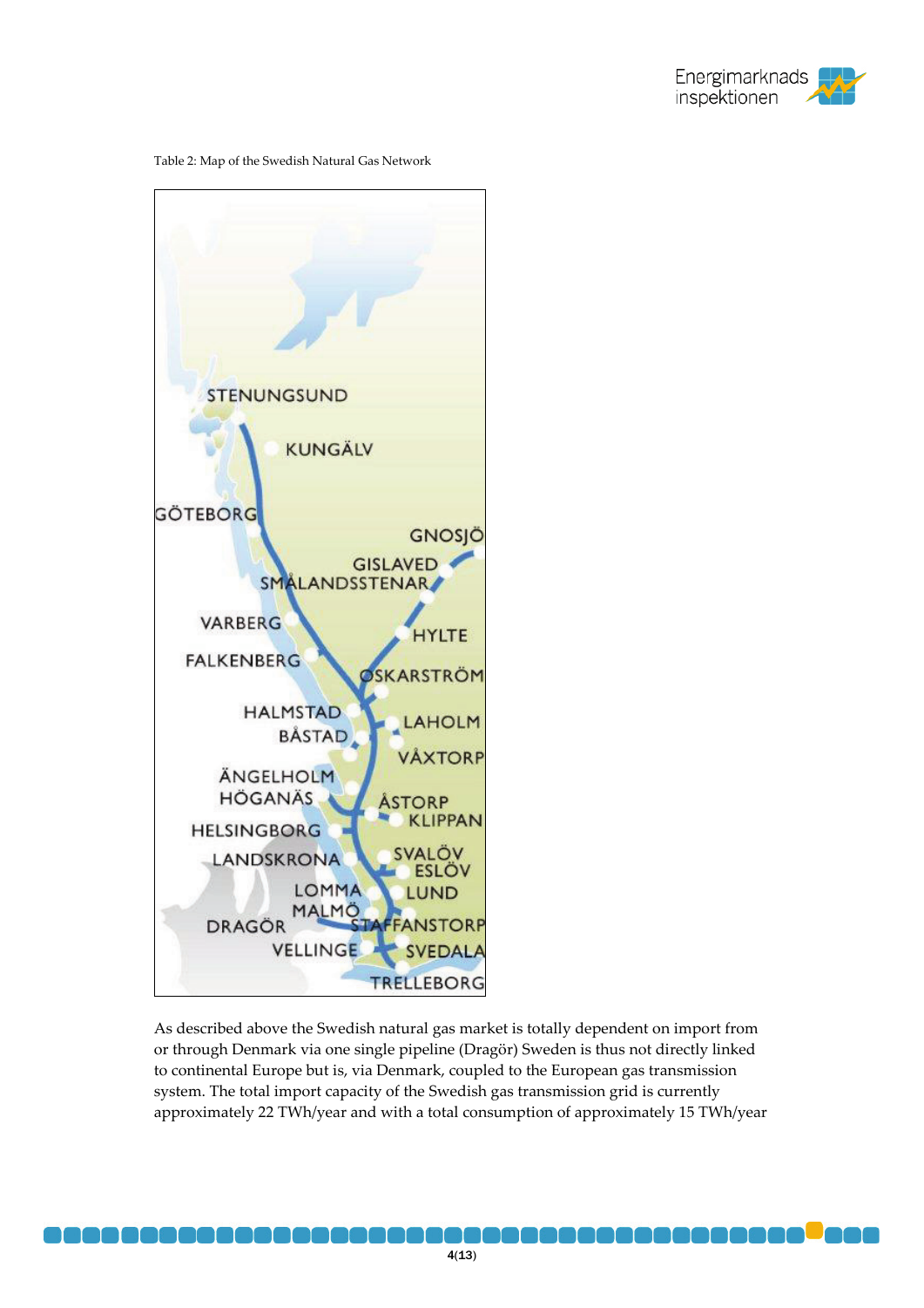Table 2: Map of the Swedish Natural Gas Network

STENUNGSUND
KUNGÄLV
GÖTEBORG
GNOSJÖ
GISLAVED
SMÅLANDSSTENAR
VARBERG
HYLTE
FALKENBERG
OSKARSTRÖM
HALMSTAD
LAHOLM
BÅSTAD
VÅXTORP
ÄNGELHOLM
HÖGANÄS
ÅSTORP
KLIPPAN
HELSINGBORG
LANDSKRONA
SVALÖV
ESLÖV
LOMMA
LUND
MALMÖ
DRAGÖR
STAFFANSTORP
VELLINGE
SVEDALA
TRELLEBORG

As described above the Swedish natural gas market is totally dependent on import from or through Denmark via one single pipeline (Dragör) Sweden is thus not directly linked to continental Europe but is, via Denmark, coupled to the European gas transmission system. The total import capacity of the Swedish gas transmission grid is currently approximately 22 TWh/year and with a total consumption of approximately 15 TWh/year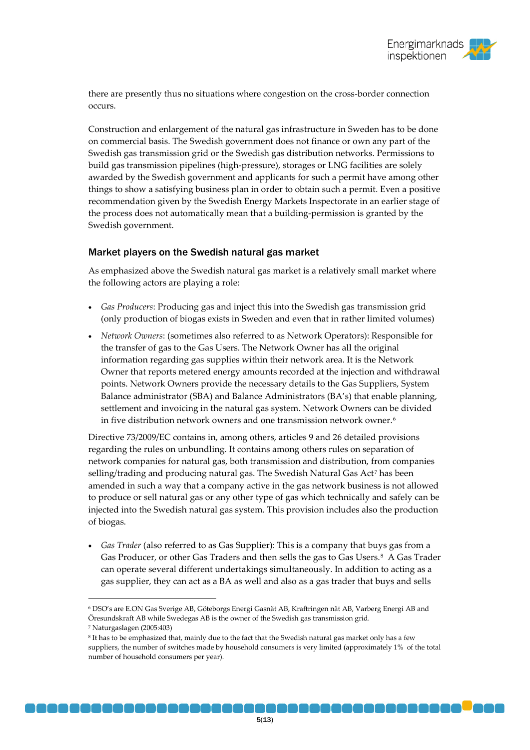there are presently thus no situations where congestion on the cross-border connection occurs.

Construction and enlargement of the natural gas infrastructure in Sweden has to be done on commercial basis. The Swedish government does not finance or own any part of the Swedish gas transmission grid or the Swedish gas distribution networks. Permissions to build gas transmission pipelines (high-pressure), storages or LNG facilities are solely awarded by the Swedish government and applicants for such a permit have among other things to show a satisfying business plan in order to obtain such a permit. Even a positive recommendation given by the Swedish Energy Markets Inspectorate in an earlier stage of the process does not automatically mean that a building-permission is granted by the Swedish government.

## Market players on the Swedish natural gas market

As emphasized above the Swedish natural gas market is a relatively small market where the following actors are playing a role:

- *Gas Producers*: Producing gas and inject this into the Swedish gas transmission grid (only production of biogas exists in Sweden and even that in rather limited volumes)
- *Network Owners*: (sometimes also referred to as Network Operators): Responsible for the transfer of gas to the Gas Users. The Network Owner has all the original information regarding gas supplies within their network area. It is the Network Owner that reports metered energy amounts recorded at the injection and withdrawal points. Network Owners provide the necessary details to the Gas Suppliers, System Balance administrator (SBA) and Balance Administrators (BA's) that enable planning, settlement and invoicing in the natural gas system. Network Owners can be divided in five distribution network owners and one transmission network owner.[6]

Directive 73/2009/EC contains in, among others, articles 9 and 26 detailed provisions regarding the rules on unbundling. It contains among others rules on separation of network companies for natural gas, both transmission and distribution, from companies selling/trading and producing natural gas. The Swedish Natural Gas Act[7] has been amended in such a way that a company active in the gas network business is not allowed to produce or sell natural gas or any other type of gas which technically and safely can be injected into the Swedish natural gas system. This provision includes also the production of biogas.

- *Gas Trader* (also referred to as Gas Supplier): This is a company that buys gas from a Gas Producer, or other Gas Traders and then sells the gas to Gas Users.[8] A Gas Trader can operate several different undertakings simultaneously. In addition to acting as a gas supplier, they can act as a BA as well and also as a gas trader that buys and sells

---

[6] DSO's are E.ON Gas Sverige AB, Göteborgs Energi Gasnät AB, Kraftringen nät AB, Varberg Energi AB and Öresundskraft AB while Swedegas AB is the owner of the Swedish gas transmission grid.

[7] Naturgaslagen (2005:403)

[8] It has to be emphasized that, mainly due to the fact that the Swedish natural gas market only has a few suppliers, the number of switches made by household consumers is very limited (approximately 1% of the total number of household consumers per year).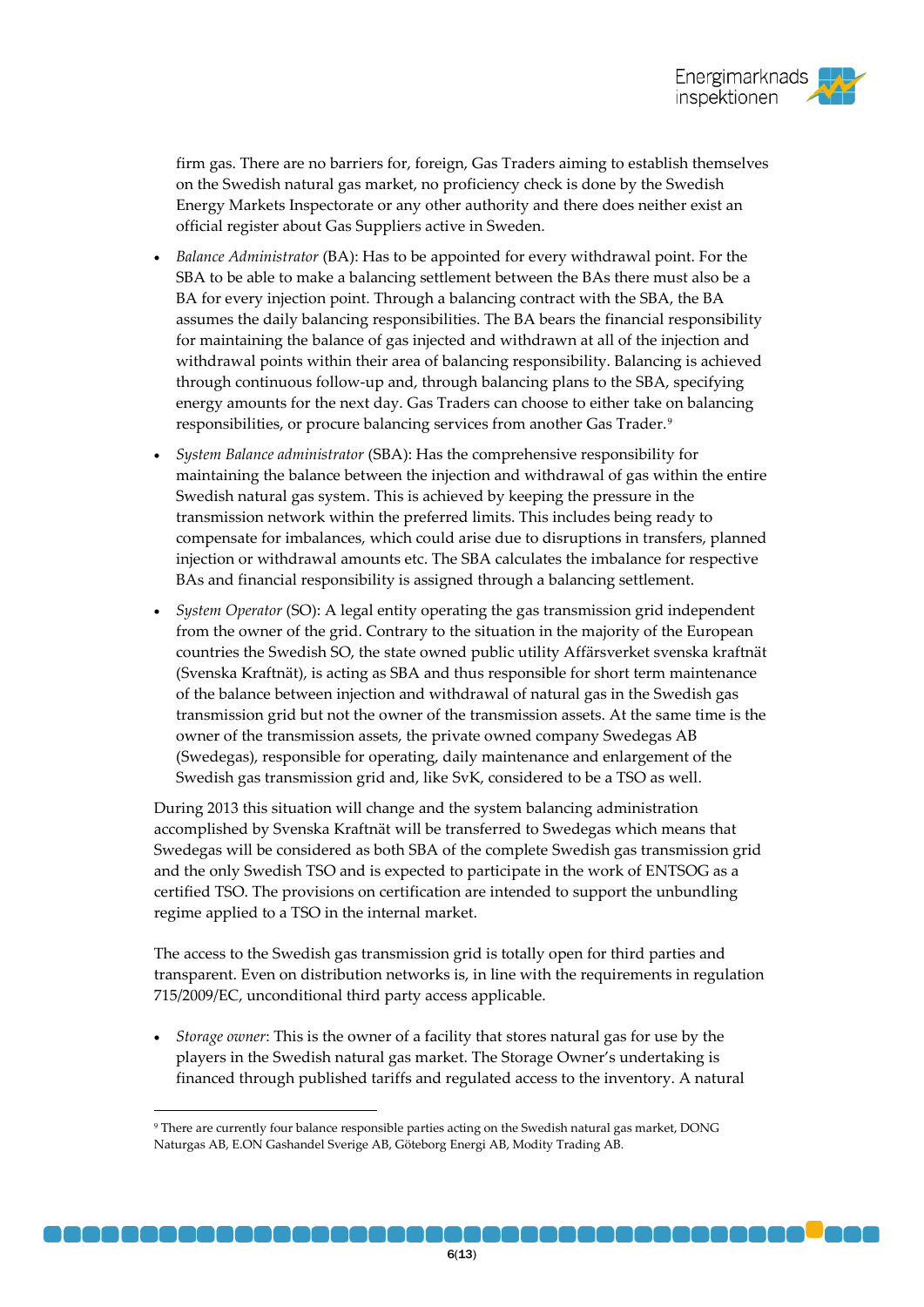firm gas. There are no barriers for, foreign, Gas Traders aiming to establish themselves on the Swedish natural gas market, no proficiency check is done by the Swedish Energy Markets Inspectorate or any other authority and there does neither exist an official register about Gas Suppliers active in Sweden.

- *Balance Administrator* (BA): Has to be appointed for every withdrawal point. For the SBA to be able to make a balancing settlement between the BAs there must also be a BA for every injection point. Through a balancing contract with the SBA, the BA assumes the daily balancing responsibilities. The BA bears the financial responsibility for maintaining the balance of gas injected and withdrawn at all of the injection and withdrawal points within their area of balancing responsibility. Balancing is achieved through continuous follow-up and, through balancing plans to the SBA, specifying energy amounts for the next day. Gas Traders can choose to either take on balancing responsibilities, or procure balancing services from another Gas Trader.[9]
- *System Balance administrator* (SBA): Has the comprehensive responsibility for maintaining the balance between the injection and withdrawal of gas within the entire Swedish natural gas system. This is achieved by keeping the pressure in the transmission network within the preferred limits. This includes being ready to compensate for imbalances, which could arise due to disruptions in transfers, planned injection or withdrawal amounts etc. The SBA calculates the imbalance for respective BAs and financial responsibility is assigned through a balancing settlement.
- *System Operator* (SO): A legal entity operating the gas transmission grid independent from the owner of the grid. Contrary to the situation in the majority of the European countries the Swedish SO, the state owned public utility Affärsverket svenska kraftnät (Svenska Kraftnät), is acting as SBA and thus responsible for short term maintenance of the balance between injection and withdrawal of natural gas in the Swedish gas transmission grid but not the owner of the transmission assets. At the same time is the owner of the transmission assets, the private owned company Swedegas AB (Swedegas), responsible for operating, daily maintenance and enlargement of the Swedish gas transmission grid and, like SvK, considered to be a TSO as well.

During 2013 this situation will change and the system balancing administration accomplished by Svenska Kraftnät will be transferred to Swedegas which means that Swedegas will be considered as both SBA of the complete Swedish gas transmission grid and the only Swedish TSO and is expected to participate in the work of ENTSOG as a certified TSO. The provisions on certification are intended to support the unbundling regime applied to a TSO in the internal market.

The access to the Swedish gas transmission grid is totally open for third parties and transparent. Even on distribution networks is, in line with the requirements in regulation 715/2009/EC, unconditional third party access applicable.

- *Storage owner*: This is the owner of a facility that stores natural gas for use by the players in the Swedish natural gas market. The Storage Owner's undertaking is financed through published tariffs and regulated access to the inventory. A natural

[9] There are currently four balance responsible parties acting on the Swedish natural gas market, DONG Naturgas AB, E.ON Gashandel Sverige AB, Göteborg Energi AB, Modity Trading AB.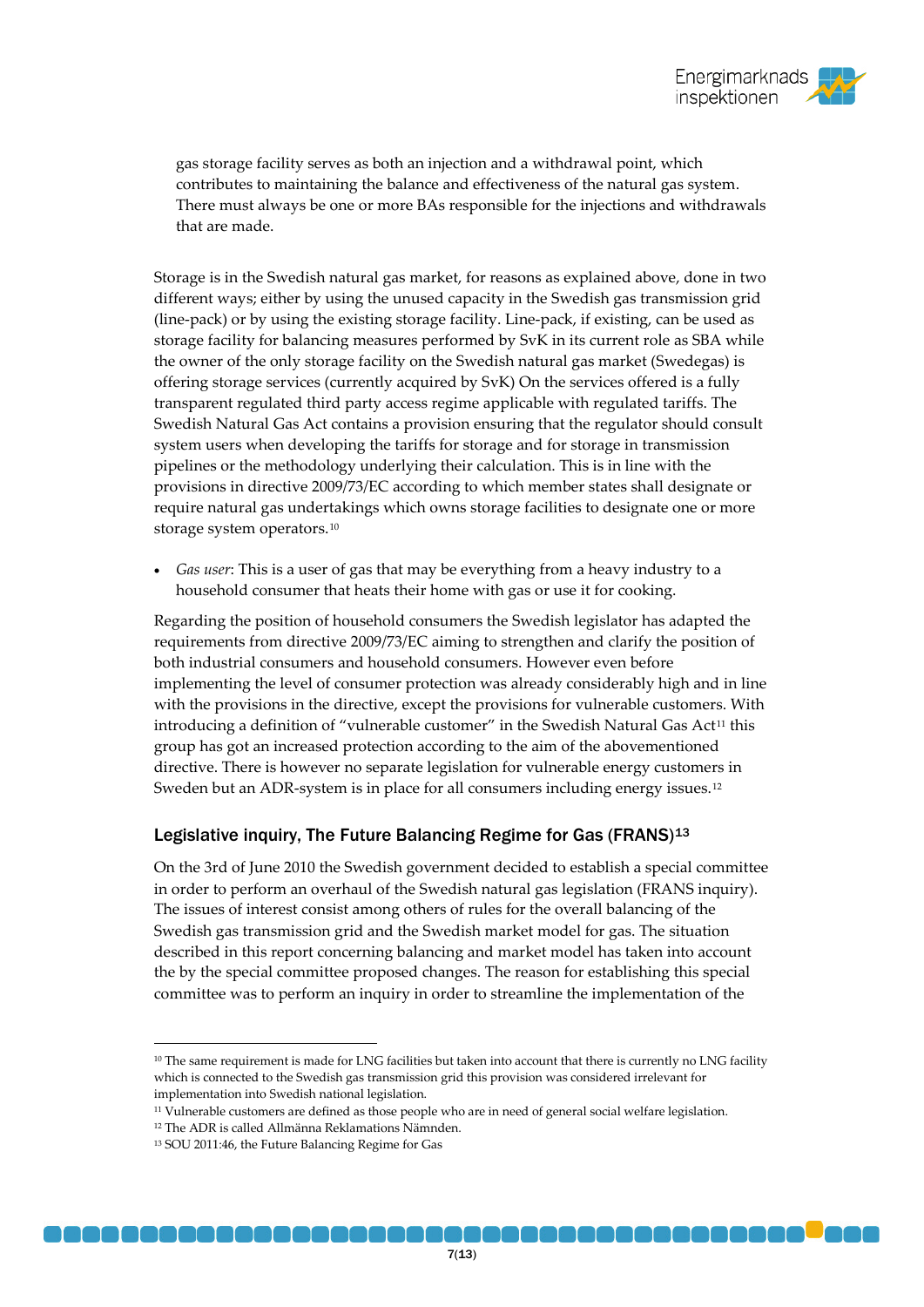gas storage facility serves as both an injection and a withdrawal point, which contributes to maintaining the balance and effectiveness of the natural gas system. There must always be one or more BAs responsible for the injections and withdrawals that are made.

Storage is in the Swedish natural gas market, for reasons as explained above, done in two different ways; either by using the unused capacity in the Swedish gas transmission grid (line-pack) or by using the existing storage facility. Line-pack, if existing, can be used as storage facility for balancing measures performed by SvK in its current role as SBA while the owner of the only storage facility on the Swedish natural gas market (Swedegas) is offering storage services (currently acquired by SvK) On the services offered is a fully transparent regulated third party access regime applicable with regulated tariffs. The Swedish Natural Gas Act contains a provision ensuring that the regulator should consult system users when developing the tariffs for storage and for storage in transmission pipelines or the methodology underlying their calculation. This is in line with the provisions in directive 2009/73/EC according to which member states shall designate or require natural gas undertakings which owns storage facilities to designate one or more storage system operators.[10]

- *Gas user*: This is a user of gas that may be everything from a heavy industry to a household consumer that heats their home with gas or use it for cooking.

Regarding the position of household consumers the Swedish legislator has adapted the requirements from directive 2009/73/EC aiming to strengthen and clarify the position of both industrial consumers and household consumers. However even before implementing the level of consumer protection was already considerably high and in line with the provisions in the directive, except the provisions for vulnerable customers. With introducing a definition of "vulnerable customer" in the Swedish Natural Gas Act[11] this group has got an increased protection according to the aim of the abovementioned directive. There is however no separate legislation for vulnerable energy customers in Sweden but an ADR-system is in place for all consumers including energy issues.[12]

### Legislative inquiry, The Future Balancing Regime for Gas (FRANS)[13]

On the 3rd of June 2010 the Swedish government decided to establish a special committee in order to perform an overhaul of the Swedish natural gas legislation (FRANS inquiry). The issues of interest consist among others of rules for the overall balancing of the Swedish gas transmission grid and the Swedish market model for gas. The situation described in this report concerning balancing and market model has taken into account the by the special committee proposed changes. The reason for establishing this special committee was to perform an inquiry in order to streamline the implementation of the

---

[10] The same requirement is made for LNG facilities but taken into account that there is currently no LNG facility which is connected to the Swedish gas transmission grid this provision was considered irrelevant for implementation into Swedish national legislation.

[11] Vulnerable customers are defined as those people who are in need of general social welfare legislation.

[12] The ADR is called Allmänna Reklamations Nämnden.

[13] SOU 2011:46, the Future Balancing Regime for Gas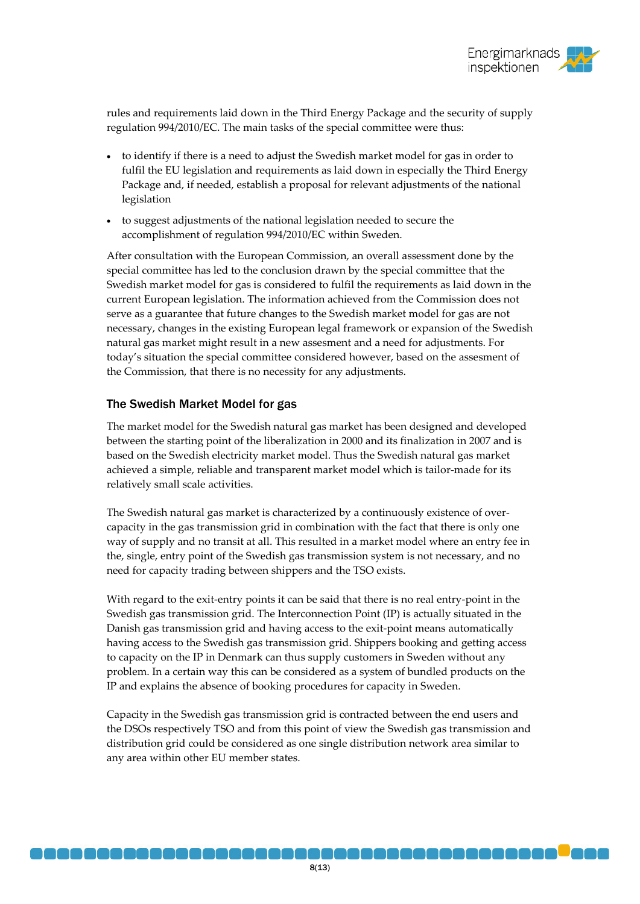rules and requirements laid down in the Third Energy Package and the security of supply regulation 994/2010/EC. The main tasks of the special committee were thus:

- to identify if there is a need to adjust the Swedish market model for gas in order to fulfil the EU legislation and requirements as laid down in especially the Third Energy Package and, if needed, establish a proposal for relevant adjustments of the national legislation
- to suggest adjustments of the national legislation needed to secure the accomplishment of regulation 994/2010/EC within Sweden.

After consultation with the European Commission, an overall assessment done by the special committee has led to the conclusion drawn by the special committee that the Swedish market model for gas is considered to fulfil the requirements as laid down in the current European legislation. The information achieved from the Commission does not serve as a guarantee that future changes to the Swedish market model for gas are not necessary, changes in the existing European legal framework or expansion of the Swedish natural gas market might result in a new assesment and a need for adjustments. For today's situation the special committee considered however, based on the assesment of the Commission, that there is no necessity for any adjustments.

## The Swedish Market Model for gas

The market model for the Swedish natural gas market has been designed and developed between the starting point of the liberalization in 2000 and its finalization in 2007 and is based on the Swedish electricity market model. Thus the Swedish natural gas market achieved a simple, reliable and transparent market model which is tailor-made for its relatively small scale activities.

The Swedish natural gas market is characterized by a continuously existence of over-capacity in the gas transmission grid in combination with the fact that there is only one way of supply and no transit at all. This resulted in a market model where an entry fee in the, single, entry point of the Swedish gas transmission system is not necessary, and no need for capacity trading between shippers and the TSO exists.

With regard to the exit-entry points it can be said that there is no real entry-point in the Swedish gas transmission grid. The Interconnection Point (IP) is actually situated in the Danish gas transmission grid and having access to the exit-point means automatically having access to the Swedish gas transmission grid. Shippers booking and getting access to capacity on the IP in Denmark can thus supply customers in Sweden without any problem. In a certain way this can be considered as a system of bundled products on the IP and explains the absence of booking procedures for capacity in Sweden.

Capacity in the Swedish gas transmission grid is contracted between the end users and the DSOs respectively TSO and from this point of view the Swedish gas transmission and distribution grid could be considered as one single distribution network area similar to any area within other EU member states.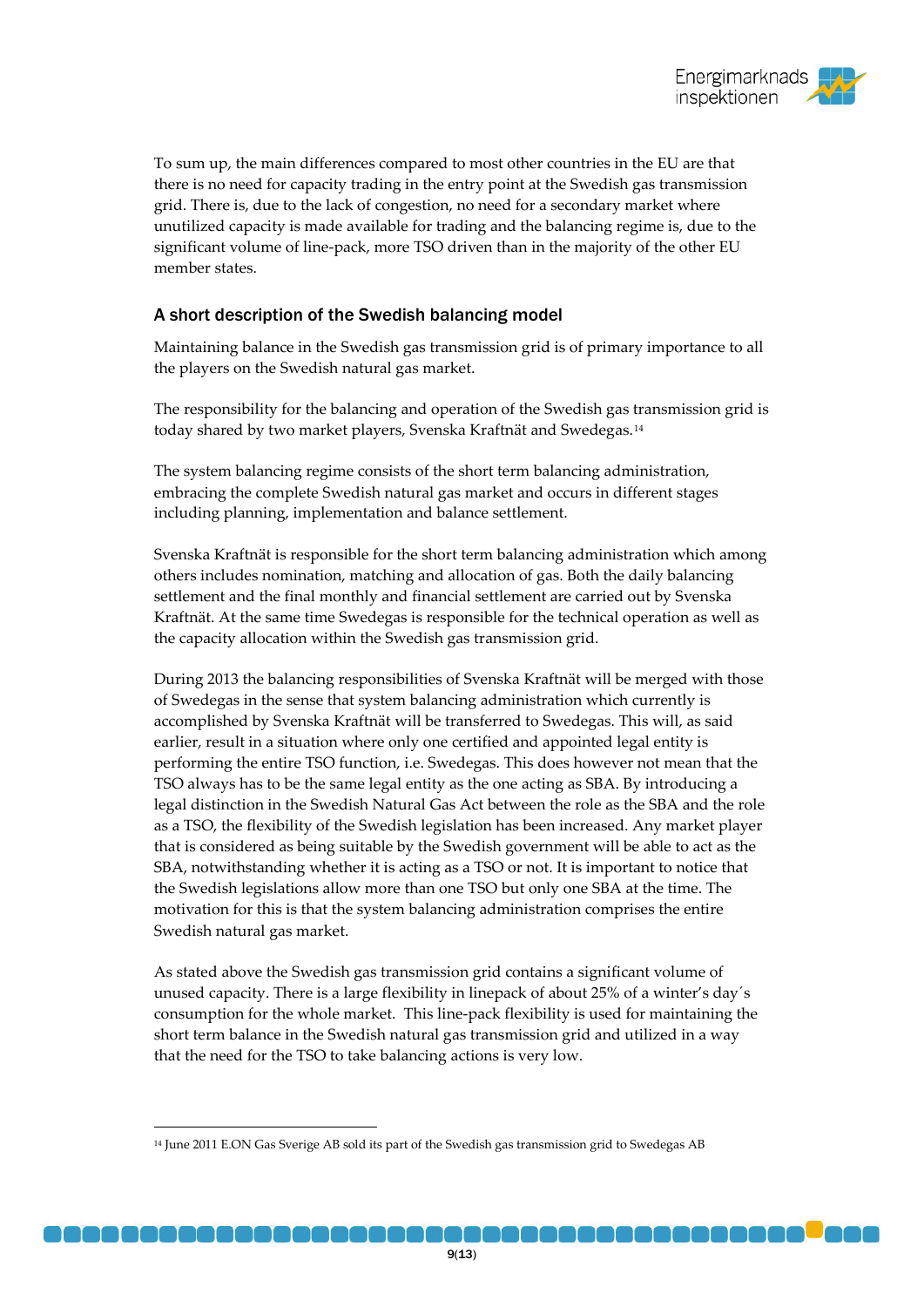To sum up, the main differences compared to most other countries in the EU are that there is no need for capacity trading in the entry point at the Swedish gas transmission grid. There is, due to the lack of congestion, no need for a secondary market where unutilized capacity is made available for trading and the balancing regime is, due to the significant volume of line-pack, more TSO driven than in the majority of the other EU member states.

## A short description of the Swedish balancing model

Maintaining balance in the Swedish gas transmission grid is of primary importance to all the players on the Swedish natural gas market.

The responsibility for the balancing and operation of the Swedish gas transmission grid is today shared by two market players, Svenska Kraftnät and Swedegas.[14]

The system balancing regime consists of the short term balancing administration, embracing the complete Swedish natural gas market and occurs in different stages including planning, implementation and balance settlement.

Svenska Kraftnät is responsible for the short term balancing administration which among others includes nomination, matching and allocation of gas. Both the daily balancing settlement and the final monthly and financial settlement are carried out by Svenska Kraftnät. At the same time Swedegas is responsible for the technical operation as well as the capacity allocation within the Swedish gas transmission grid.

During 2013 the balancing responsibilities of Svenska Kraftnät will be merged with those of Swedegas in the sense that system balancing administration which currently is accomplished by Svenska Kraftnät will be transferred to Swedegas. This will, as said earlier, result in a situation where only one certified and appointed legal entity is performing the entire TSO function, i.e. Swedegas. This does however not mean that the TSO always has to be the same legal entity as the one acting as SBA. By introducing a legal distinction in the Swedish Natural Gas Act between the role as the SBA and the role as a TSO, the flexibility of the Swedish legislation has been increased. Any market player that is considered as being suitable by the Swedish government will be able to act as the SBA, notwithstanding whether it is acting as a TSO or not. It is important to notice that the Swedish legislations allow more than one TSO but only one SBA at the time. The motivation for this is that the system balancing administration comprises the entire Swedish natural gas market.

As stated above the Swedish gas transmission grid contains a significant volume of unused capacity. There is a large flexibility in linepack of about 25% of a winter's day´s consumption for the whole market. This line-pack flexibility is used for maintaining the short term balance in the Swedish natural gas transmission grid and utilized in a way that the need for the TSO to take balancing actions is very low.

---

[14] June 2011 E.ON Gas Sverige AB sold its part of the Swedish gas transmission grid to Swedegas AB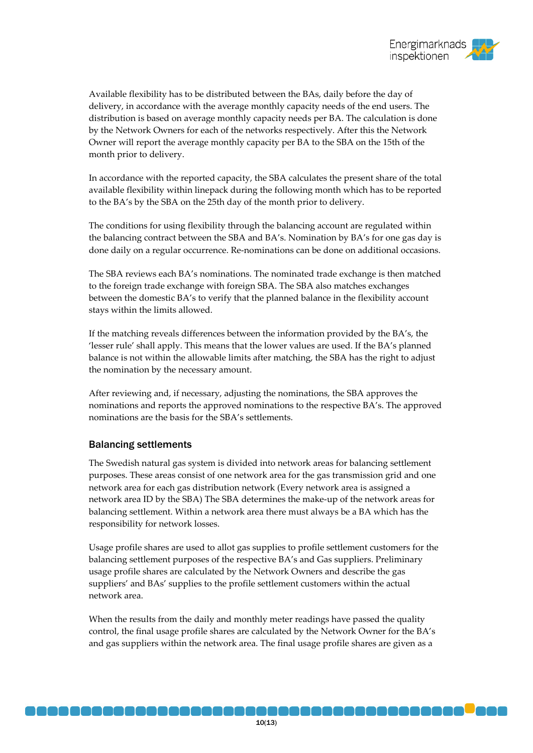Available flexibility has to be distributed between the BAs, daily before the day of delivery, in accordance with the average monthly capacity needs of the end users. The distribution is based on average monthly capacity needs per BA. The calculation is done by the Network Owners for each of the networks respectively. After this the Network Owner will report the average monthly capacity per BA to the SBA on the 15th of the month prior to delivery.

In accordance with the reported capacity, the SBA calculates the present share of the total available flexibility within linepack during the following month which has to be reported to the BA's by the SBA on the 25th day of the month prior to delivery.

The conditions for using flexibility through the balancing account are regulated within the balancing contract between the SBA and BA's. Nomination by BA's for one gas day is done daily on a regular occurrence. Re-nominations can be done on additional occasions.

The SBA reviews each BA's nominations. The nominated trade exchange is then matched to the foreign trade exchange with foreign SBA. The SBA also matches exchanges between the domestic BA's to verify that the planned balance in the flexibility account stays within the limits allowed.

If the matching reveals differences between the information provided by the BA's, the 'lesser rule' shall apply. This means that the lower values are used. If the BA's planned balance is not within the allowable limits after matching, the SBA has the right to adjust the nomination by the necessary amount.

After reviewing and, if necessary, adjusting the nominations, the SBA approves the nominations and reports the approved nominations to the respective BA's. The approved nominations are the basis for the SBA's settlements.

## Balancing settlements

The Swedish natural gas system is divided into network areas for balancing settlement purposes. These areas consist of one network area for the gas transmission grid and one network area for each gas distribution network (Every network area is assigned a network area ID by the SBA) The SBA determines the make-up of the network areas for balancing settlement. Within a network area there must always be a BA which has the responsibility for network losses.

Usage profile shares are used to allot gas supplies to profile settlement customers for the balancing settlement purposes of the respective BA's and Gas suppliers. Preliminary usage profile shares are calculated by the Network Owners and describe the gas suppliers' and BAs' supplies to the profile settlement customers within the actual network area.

When the results from the daily and monthly meter readings have passed the quality control, the final usage profile shares are calculated by the Network Owner for the BA's and gas suppliers within the network area. The final usage profile shares are given as a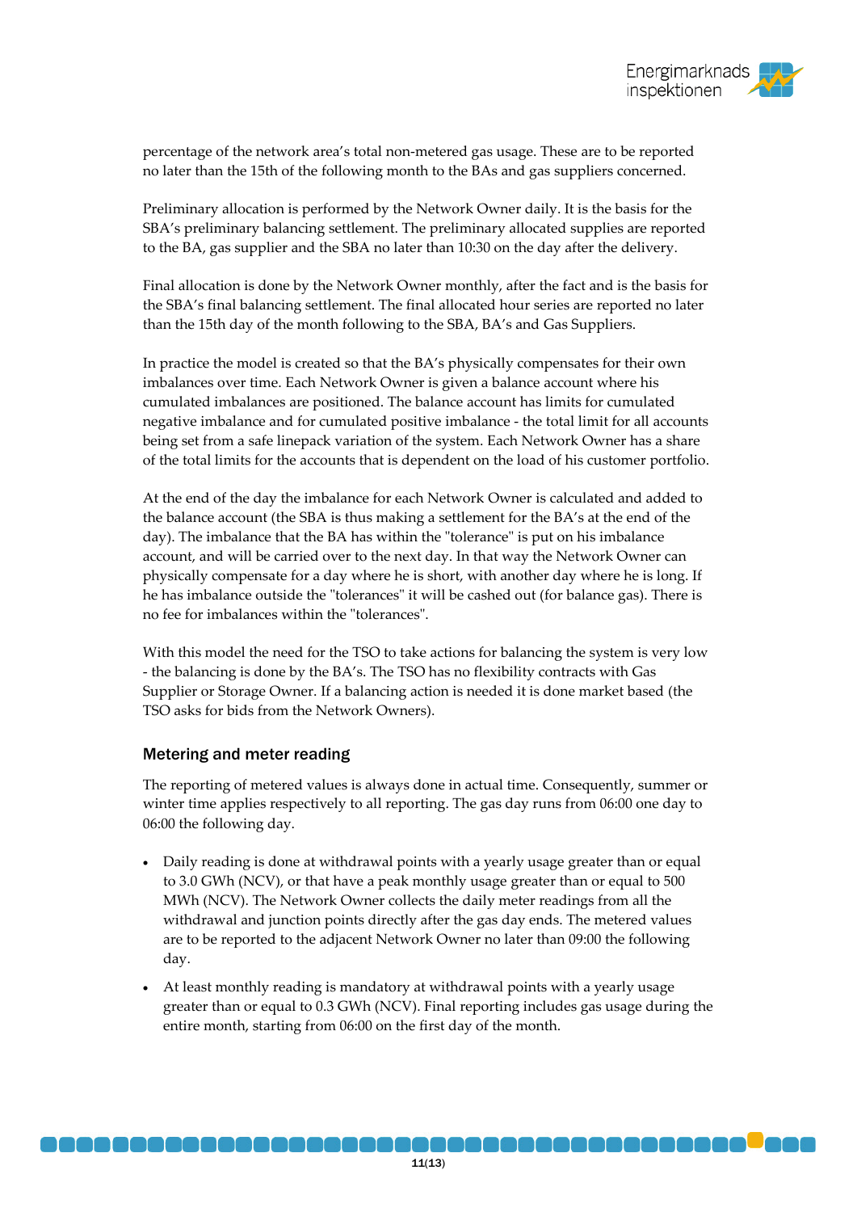percentage of the network area's total non-metered gas usage. These are to be reported no later than the 15th of the following month to the BAs and gas suppliers concerned.

Preliminary allocation is performed by the Network Owner daily. It is the basis for the SBA's preliminary balancing settlement. The preliminary allocated supplies are reported to the BA, gas supplier and the SBA no later than 10:30 on the day after the delivery.

Final allocation is done by the Network Owner monthly, after the fact and is the basis for the SBA's final balancing settlement. The final allocated hour series are reported no later than the 15th day of the month following to the SBA, BA's and Gas Suppliers.

In practice the model is created so that the BA's physically compensates for their own imbalances over time. Each Network Owner is given a balance account where his cumulated imbalances are positioned. The balance account has limits for cumulated negative imbalance and for cumulated positive imbalance - the total limit for all accounts being set from a safe linepack variation of the system. Each Network Owner has a share of the total limits for the accounts that is dependent on the load of his customer portfolio.

At the end of the day the imbalance for each Network Owner is calculated and added to the balance account (the SBA is thus making a settlement for the BA's at the end of the day). The imbalance that the BA has within the "tolerance" is put on his imbalance account, and will be carried over to the next day. In that way the Network Owner can physically compensate for a day where he is short, with another day where he is long. If he has imbalance outside the "tolerances" it will be cashed out (for balance gas). There is no fee for imbalances within the "tolerances".

With this model the need for the TSO to take actions for balancing the system is very low - the balancing is done by the BA's. The TSO has no flexibility contracts with Gas Supplier or Storage Owner. If a balancing action is needed it is done market based (the TSO asks for bids from the Network Owners).

### Metering and meter reading

The reporting of metered values is always done in actual time. Consequently, summer or winter time applies respectively to all reporting. The gas day runs from 06:00 one day to 06:00 the following day.

- Daily reading is done at withdrawal points with a yearly usage greater than or equal to 3.0 GWh (NCV), or that have a peak monthly usage greater than or equal to 500 MWh (NCV). The Network Owner collects the daily meter readings from all the withdrawal and junction points directly after the gas day ends. The metered values are to be reported to the adjacent Network Owner no later than 09:00 the following day.
- At least monthly reading is mandatory at withdrawal points with a yearly usage greater than or equal to 0.3 GWh (NCV). Final reporting includes gas usage during the entire month, starting from 06:00 on the first day of the month.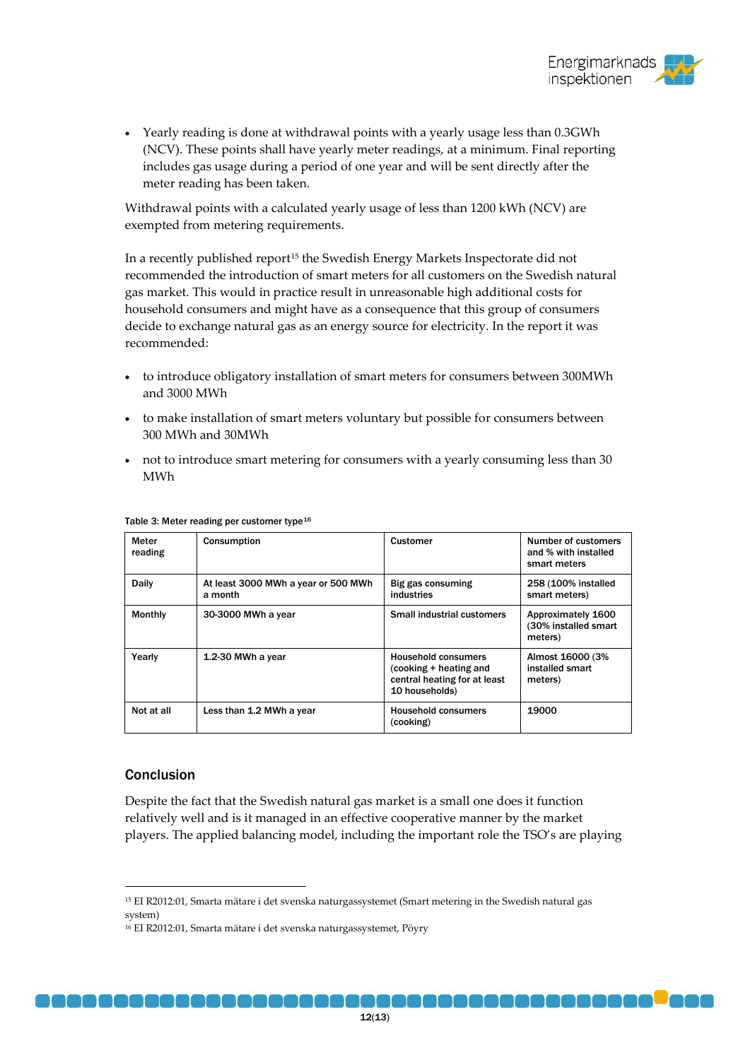- Yearly reading is done at withdrawal points with a yearly usage less than 0.3GWh (NCV). These points shall have yearly meter readings, at a minimum. Final reporting includes gas usage during a period of one year and will be sent directly after the meter reading has been taken.

Withdrawal points with a calculated yearly usage of less than 1200 kWh (NCV) are exempted from metering requirements.

In a recently published report[15] the Swedish Energy Markets Inspectorate did not recommended the introduction of smart meters for all customers on the Swedish natural gas market. This would in practice result in unreasonable high additional costs for household consumers and might have as a consequence that this group of consumers decide to exchange natural gas as an energy source for electricity. In the report it was recommended:

- to introduce obligatory installation of smart meters for consumers between 300MWh and 3000 MWh
- to make installation of smart meters voluntary but possible for consumers between 300 MWh and 30MWh
- not to introduce smart metering for consumers with a yearly consuming less than 30 MWh

**Table 3: Meter reading per customer type**[16]

| Meter reading | Consumption | Customer | Number of customers and % with installed smart meters |
|---|---|---|---|
| Daily | At least 3000 MWh a year or 500 MWh a month | Big gas consuming industries | 258 (100% installed smart meters) |
| Monthly | 30-3000 MWh a year | Small industrial customers | Approximately 1600 (30% installed smart meters) |
| Yearly | 1.2-30 MWh a year | Household consumers (cooking + heating and central heating for at least 10 households) | Almost 16000 (3% installed smart meters) |
| Not at all | Less than 1.2 MWh a year | Household consumers (cooking) | 19000 |

## Conclusion

Despite the fact that the Swedish natural gas market is a small one does it function relatively well and is it managed in an effective cooperative manner by the market players. The applied balancing model, including the important role the TSO's are playing

---

[15] EI R2012:01, Smarta mätare i det svenska naturgassystemet (Smart metering in the Swedish natural gas system)

[16] EI R2012:01, Smarta mätare i det svenska naturgassystemet, Pöyry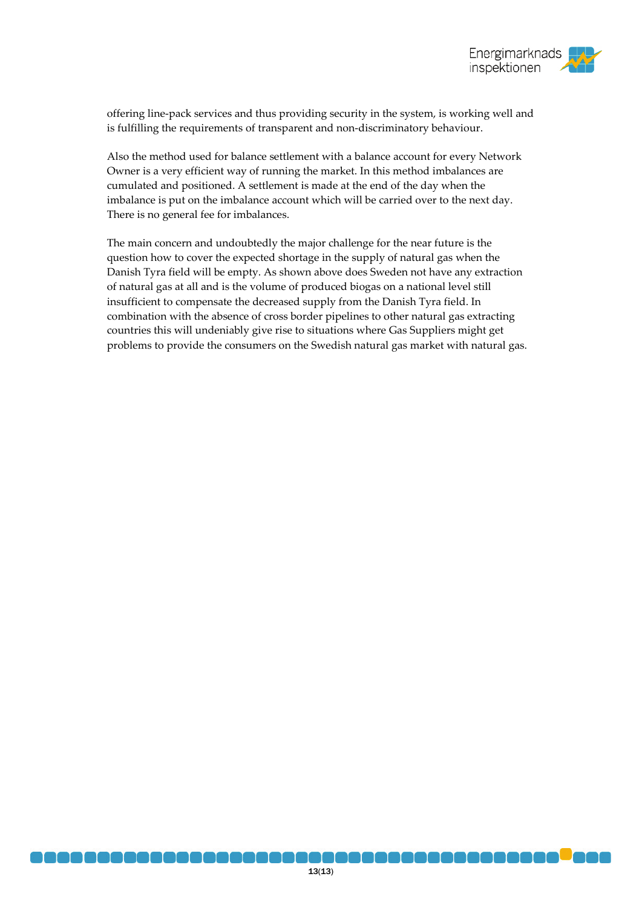offering line-pack services and thus providing security in the system, is working well and is fulfilling the requirements of transparent and non-discriminatory behaviour.

Also the method used for balance settlement with a balance account for every Network Owner is a very efficient way of running the market. In this method imbalances are cumulated and positioned. A settlement is made at the end of the day when the imbalance is put on the imbalance account which will be carried over to the next day. There is no general fee for imbalances.

The main concern and undoubtedly the major challenge for the near future is the question how to cover the expected shortage in the supply of natural gas when the Danish Tyra field will be empty. As shown above does Sweden not have any extraction of natural gas at all and is the volume of produced biogas on a national level still insufficient to compensate the decreased supply from the Danish Tyra field. In combination with the absence of cross border pipelines to other natural gas extracting countries this will undeniably give rise to situations where Gas Suppliers might get problems to provide the consumers on the Swedish natural gas market with natural gas.